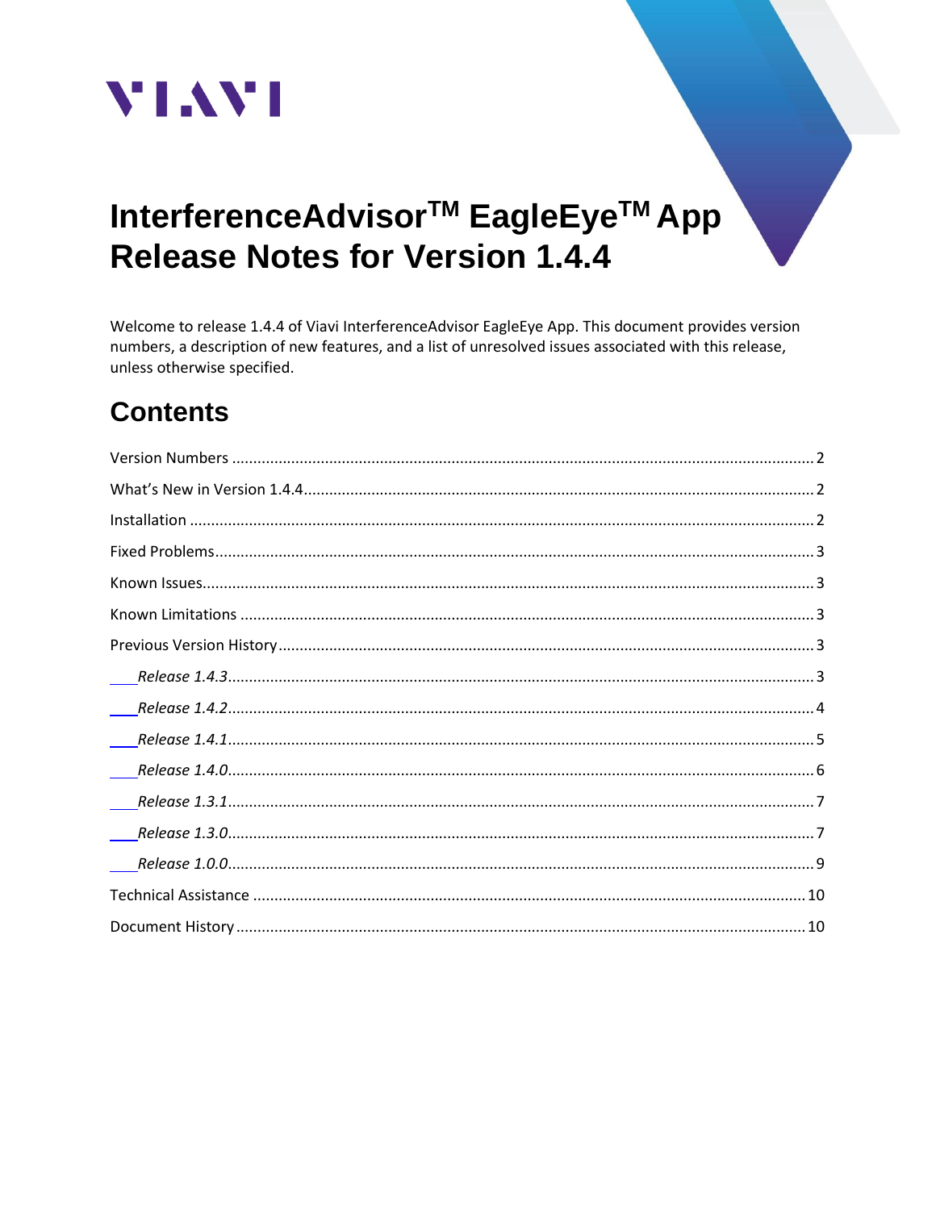VIAVI

# InterferenceAdvisor™ EagleEye™ App Release Notes for Version 1.4.4

Welcome to release 1.4.4 of Viavi InterferenceAdvisor EagleEye App. This document provides version numbers, a description of new features, and a list of unresolved issues associated with this release, unless otherwise specified.

## Contents

Version Numbers ........ 2

What's New in Version 1.4.4 ........ 2

Installation ........ 2

Fixed Problems ........ 3

Known Issues ........ 3

Known Limitations ........ 3

Previous Version History ........ 3

- *Release 1.4.3* ........ 3
- *Release 1.4.2* ........ 4
- *Release 1.4.1* ........ 5
- *Release 1.4.0* ........ 6
- *Release 1.3.1* ........ 7
- *Release 1.3.0* ........ 7
- *Release 1.0.0* ........ 9

Technical Assistance ........ 10

Document History ........ 10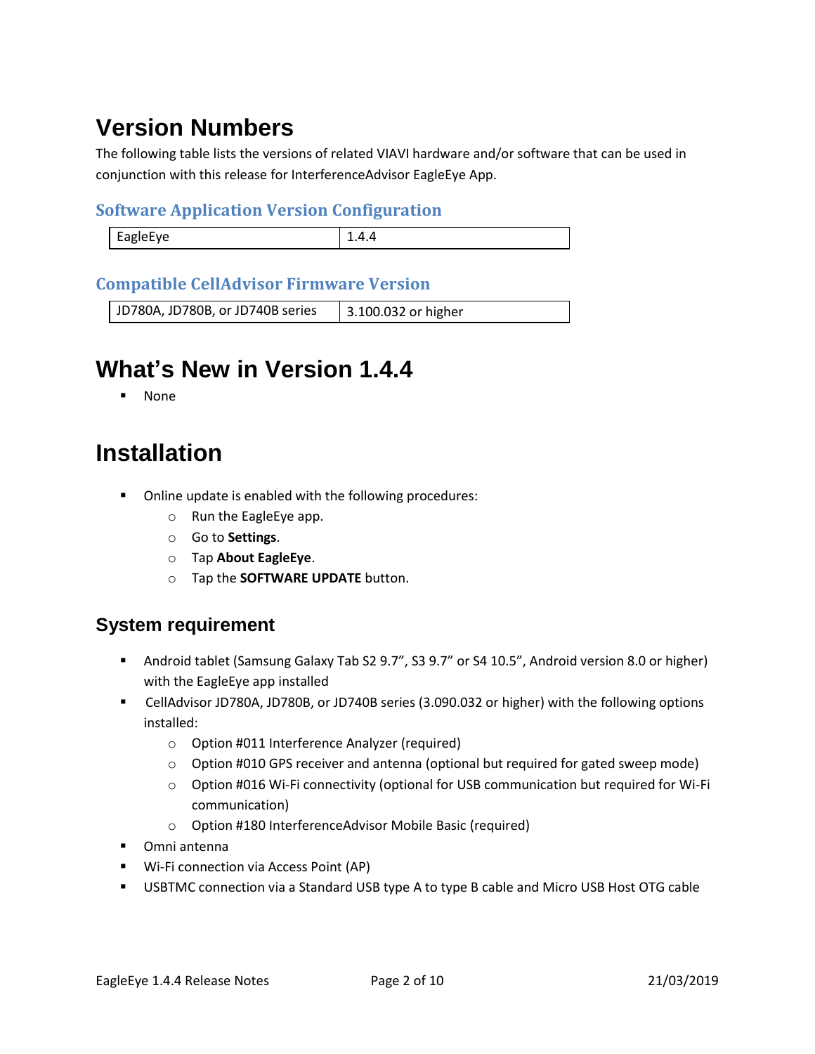# Version Numbers

The following table lists the versions of related VIAVI hardware and/or software that can be used in conjunction with this release for InterferenceAdvisor EagleEye App.

### Software Application Version Configuration

| EagleEye | 1.4.4 |
|---|---|

### Compatible CellAdvisor Firmware Version

| JD780A, JD780B, or JD740B series | 3.100.032 or higher |
|---|---|

# What's New in Version 1.4.4

- None

# Installation

- Online update is enabled with the following procedures:
  - Run the EagleEye app.
  - Go to **Settings**.
  - Tap **About EagleEye**.
  - Tap the **SOFTWARE UPDATE** button.

## System requirement

- Android tablet (Samsung Galaxy Tab S2 9.7", S3 9.7" or S4 10.5", Android version 8.0 or higher) with the EagleEye app installed
- CellAdvisor JD780A, JD780B, or JD740B series (3.090.032 or higher) with the following options installed:
  - Option #011 Interference Analyzer (required)
  - Option #010 GPS receiver and antenna (optional but required for gated sweep mode)
  - Option #016 Wi-Fi connectivity (optional for USB communication but required for Wi-Fi communication)
  - Option #180 InterferenceAdvisor Mobile Basic (required)
- Omni antenna
- Wi-Fi connection via Access Point (AP)
- USBTMC connection via a Standard USB type A to type B cable and Micro USB Host OTG cable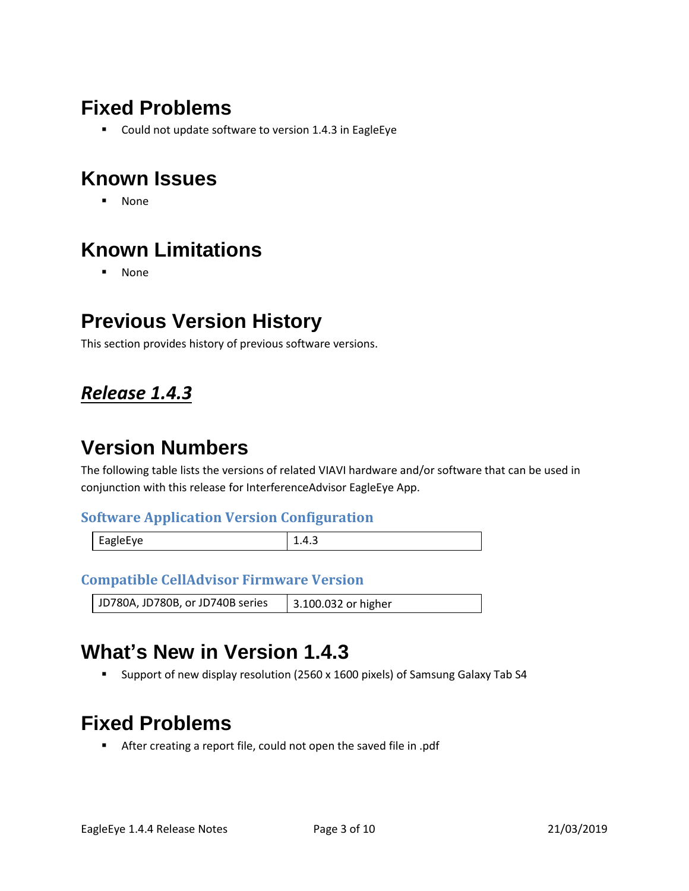# Fixed Problems

- Could not update software to version 1.4.3 in EagleEye

# Known Issues

- None

# Known Limitations

- None

# Previous Version History

This section provides history of previous software versions.

## ***Release 1.4.3***

# Version Numbers

The following table lists the versions of related VIAVI hardware and/or software that can be used in conjunction with this release for InterferenceAdvisor EagleEye App.

### Software Application Version Configuration

| EagleEye | 1.4.3 |
|---|---|

### Compatible CellAdvisor Firmware Version

| JD780A, JD780B, or JD740B series | 3.100.032 or higher |
|---|---|

# What's New in Version 1.4.3

- Support of new display resolution (2560 x 1600 pixels) of Samsung Galaxy Tab S4

# Fixed Problems

- After creating a report file, could not open the saved file in .pdf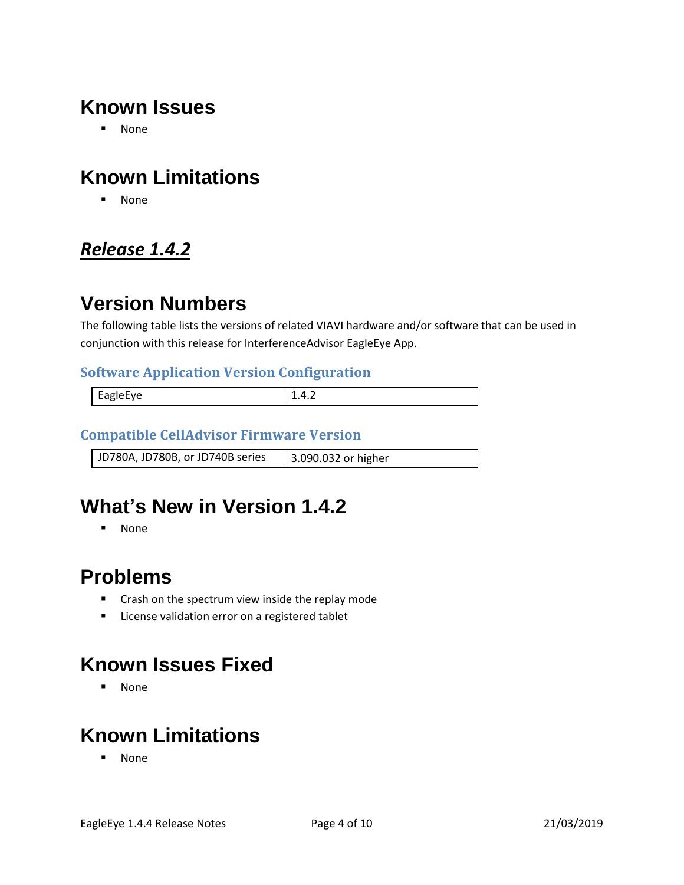## Known Issues

- None

## Known Limitations

- None

# ***Release 1.4.2***

## Version Numbers

The following table lists the versions of related VIAVI hardware and/or software that can be used in conjunction with this release for InterferenceAdvisor EagleEye App.

### Software Application Version Configuration

| EagleEye | 1.4.2 |
|---|---|

### Compatible CellAdvisor Firmware Version

| JD780A, JD780B, or JD740B series | 3.090.032 or higher |
|---|---|

## What's New in Version 1.4.2

- None

## Problems

- Crash on the spectrum view inside the replay mode
- License validation error on a registered tablet

## Known Issues Fixed

- None

## Known Limitations

- None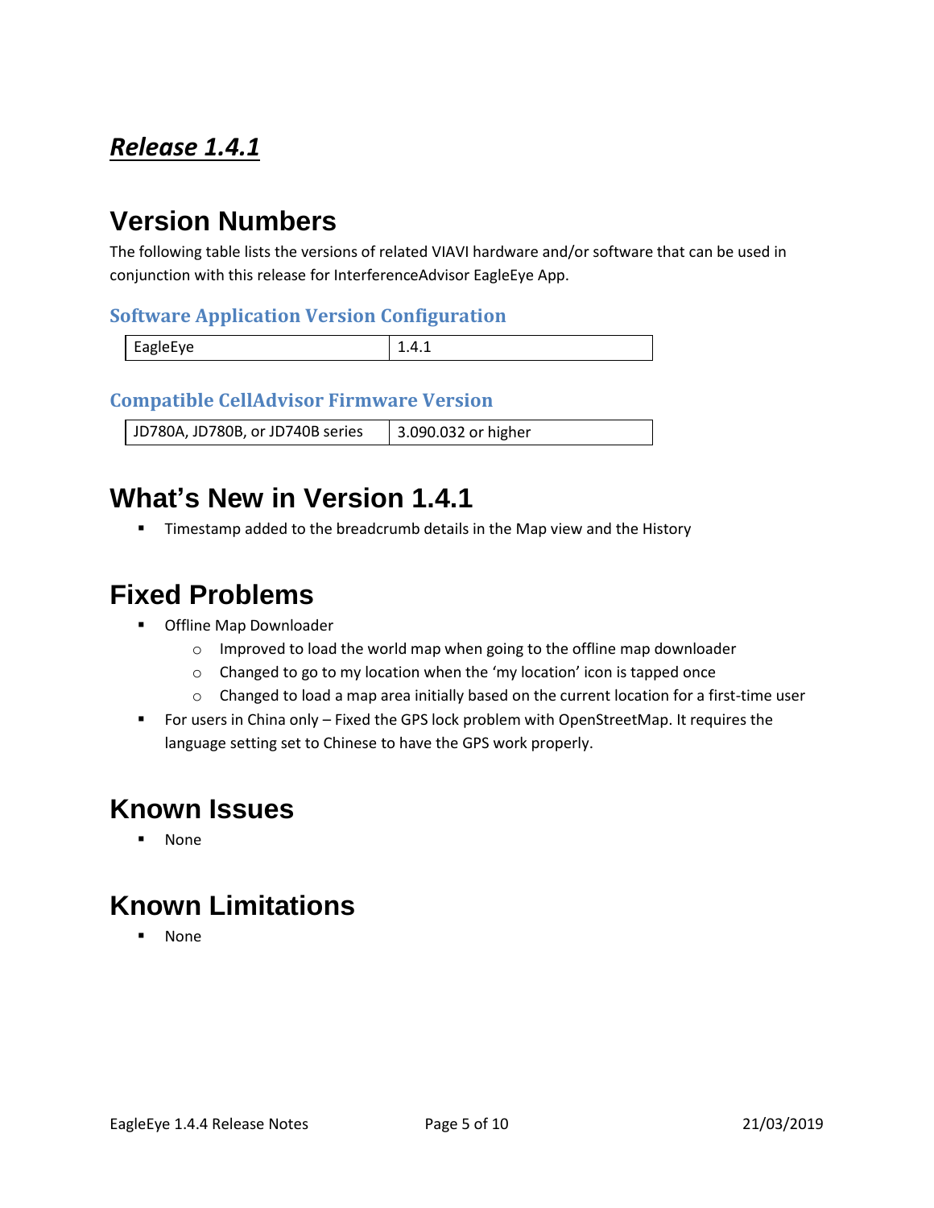# ***Release 1.4.1***

## Version Numbers

The following table lists the versions of related VIAVI hardware and/or software that can be used in conjunction with this release for InterferenceAdvisor EagleEye App.

### Software Application Version Configuration

| EagleEye | 1.4.1 |
|---|---|

### Compatible CellAdvisor Firmware Version

| JD780A, JD780B, or JD740B series | 3.090.032 or higher |
|---|---|

## What's New in Version 1.4.1

- Timestamp added to the breadcrumb details in the Map view and the History

## Fixed Problems

- Offline Map Downloader
  - Improved to load the world map when going to the offline map downloader
  - Changed to go to my location when the 'my location' icon is tapped once
  - Changed to load a map area initially based on the current location for a first-time user
- For users in China only – Fixed the GPS lock problem with OpenStreetMap. It requires the language setting set to Chinese to have the GPS work properly.

## Known Issues

- None

## Known Limitations

- None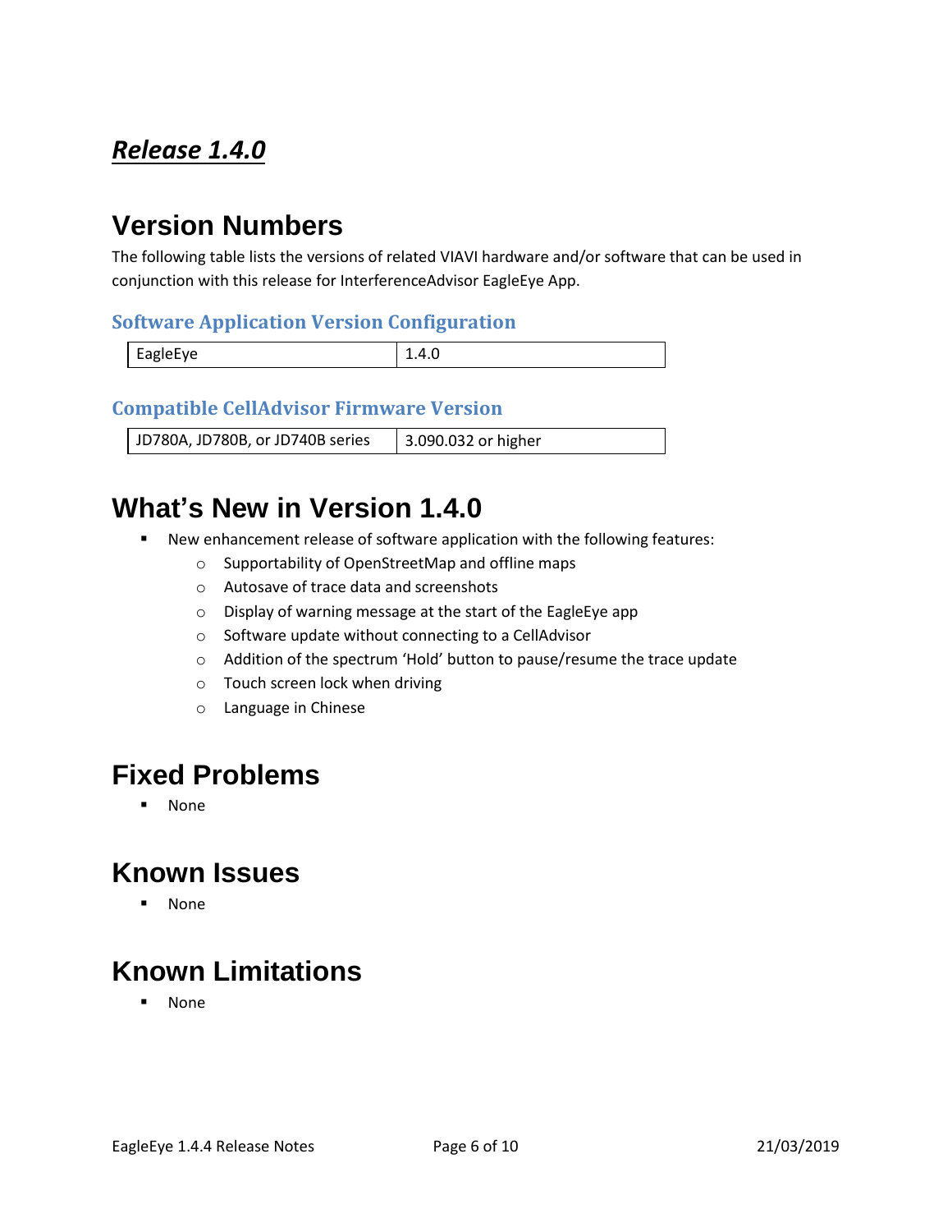## ***Release 1.4.0***

# Version Numbers

The following table lists the versions of related VIAVI hardware and/or software that can be used in conjunction with this release for InterferenceAdvisor EagleEye App.

### Software Application Version Configuration

| EagleEye | 1.4.0 |
|---|---|

### Compatible CellAdvisor Firmware Version

| JD780A, JD780B, or JD740B series | 3.090.032 or higher |
|---|---|

# What's New in Version 1.4.0

- New enhancement release of software application with the following features:
    - Supportability of OpenStreetMap and offline maps
    - Autosave of trace data and screenshots
    - Display of warning message at the start of the EagleEye app
    - Software update without connecting to a CellAdvisor
    - Addition of the spectrum 'Hold' button to pause/resume the trace update
    - Touch screen lock when driving
    - Language in Chinese

# Fixed Problems

- None

# Known Issues

- None

# Known Limitations

- None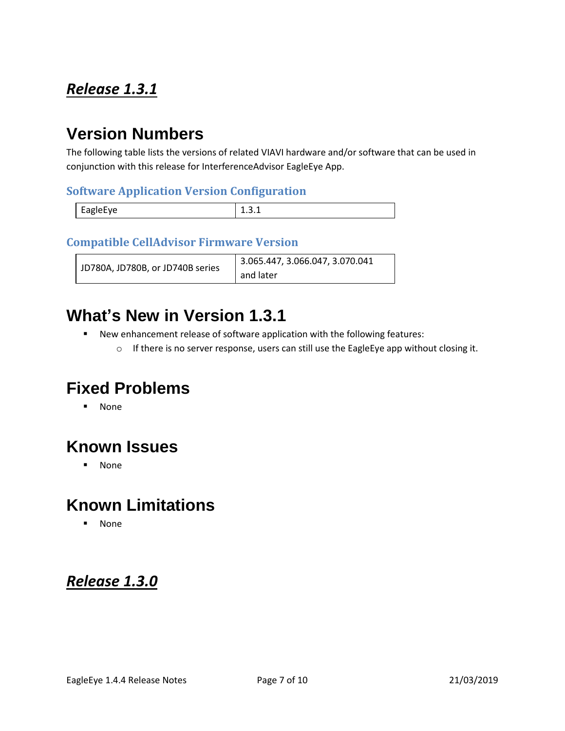## ***Release 1.3.1***

# Version Numbers

The following table lists the versions of related VIAVI hardware and/or software that can be used in conjunction with this release for InterferenceAdvisor EagleEye App.

### Software Application Version Configuration

| EagleEye | 1.3.1 |
| --- | --- |

### Compatible CellAdvisor Firmware Version

| JD780A, JD780B, or JD740B series | 3.065.447, 3.066.047, 3.070.041 and later |
| --- | --- |

# What's New in Version 1.3.1

- New enhancement release of software application with the following features:
  - If there is no server response, users can still use the EagleEye app without closing it.

# Fixed Problems

- None

# Known Issues

- None

# Known Limitations

- None

## ***Release 1.3.0***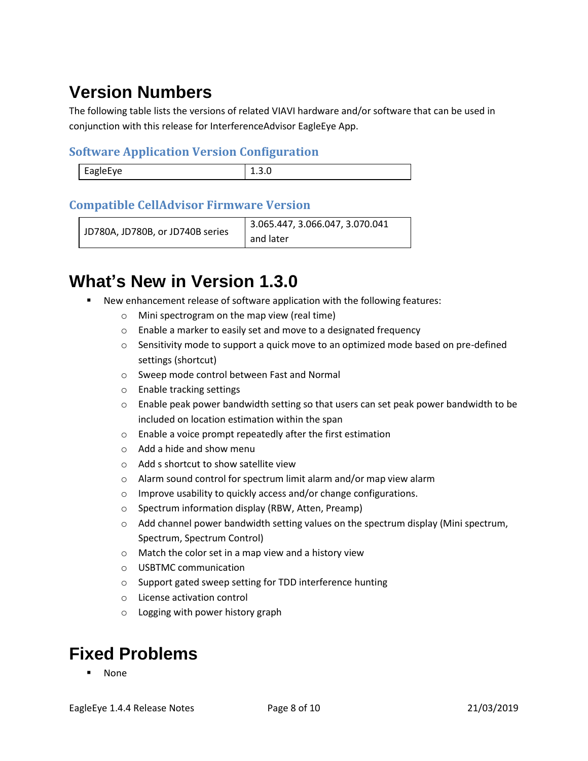# Version Numbers

The following table lists the versions of related VIAVI hardware and/or software that can be used in conjunction with this release for InterferenceAdvisor EagleEye App.

### Software Application Version Configuration

| EagleEye | 1.3.0 |
| --- | --- |

### Compatible CellAdvisor Firmware Version

| JD780A, JD780B, or JD740B series | 3.065.447, 3.066.047, 3.070.041 and later |
| --- | --- |

# What's New in Version 1.3.0

- New enhancement release of software application with the following features:
  - Mini spectrogram on the map view (real time)
  - Enable a marker to easily set and move to a designated frequency
  - Sensitivity mode to support a quick move to an optimized mode based on pre-defined settings (shortcut)
  - Sweep mode control between Fast and Normal
  - Enable tracking settings
  - Enable peak power bandwidth setting so that users can set peak power bandwidth to be included on location estimation within the span
  - Enable a voice prompt repeatedly after the first estimation
  - Add a hide and show menu
  - Add s shortcut to show satellite view
  - Alarm sound control for spectrum limit alarm and/or map view alarm
  - Improve usability to quickly access and/or change configurations.
  - Spectrum information display (RBW, Atten, Preamp)
  - Add channel power bandwidth setting values on the spectrum display (Mini spectrum, Spectrum, Spectrum Control)
  - Match the color set in a map view and a history view
  - USBTMC communication
  - Support gated sweep setting for TDD interference hunting
  - License activation control
  - Logging with power history graph

# Fixed Problems

- None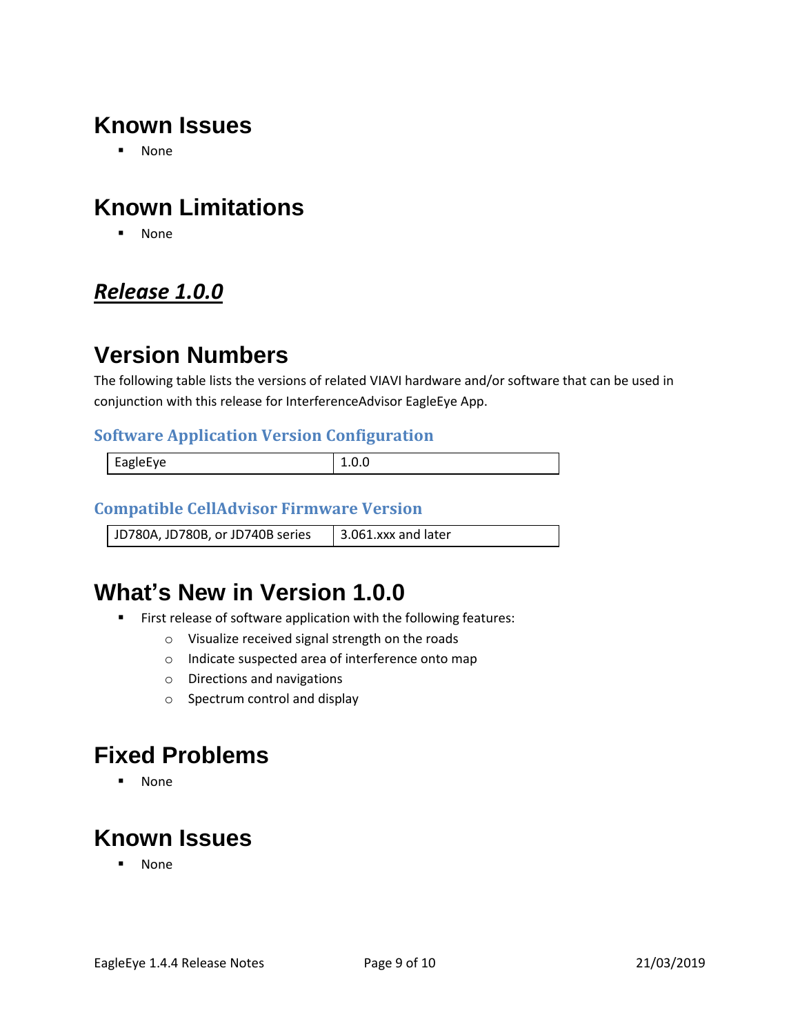# Known Issues

- None

# Known Limitations

- None

## ***Release 1.0.0***

# Version Numbers

The following table lists the versions of related VIAVI hardware and/or software that can be used in conjunction with this release for InterferenceAdvisor EagleEye App.

### Software Application Version Configuration

| EagleEye | 1.0.0 |
|---|---|

### Compatible CellAdvisor Firmware Version

| JD780A, JD780B, or JD740B series | 3.061.xxx and later |
|---|---|

# What's New in Version 1.0.0

- First release of software application with the following features:
  - Visualize received signal strength on the roads
  - Indicate suspected area of interference onto map
  - Directions and navigations
  - Spectrum control and display

# Fixed Problems

- None

# Known Issues

- None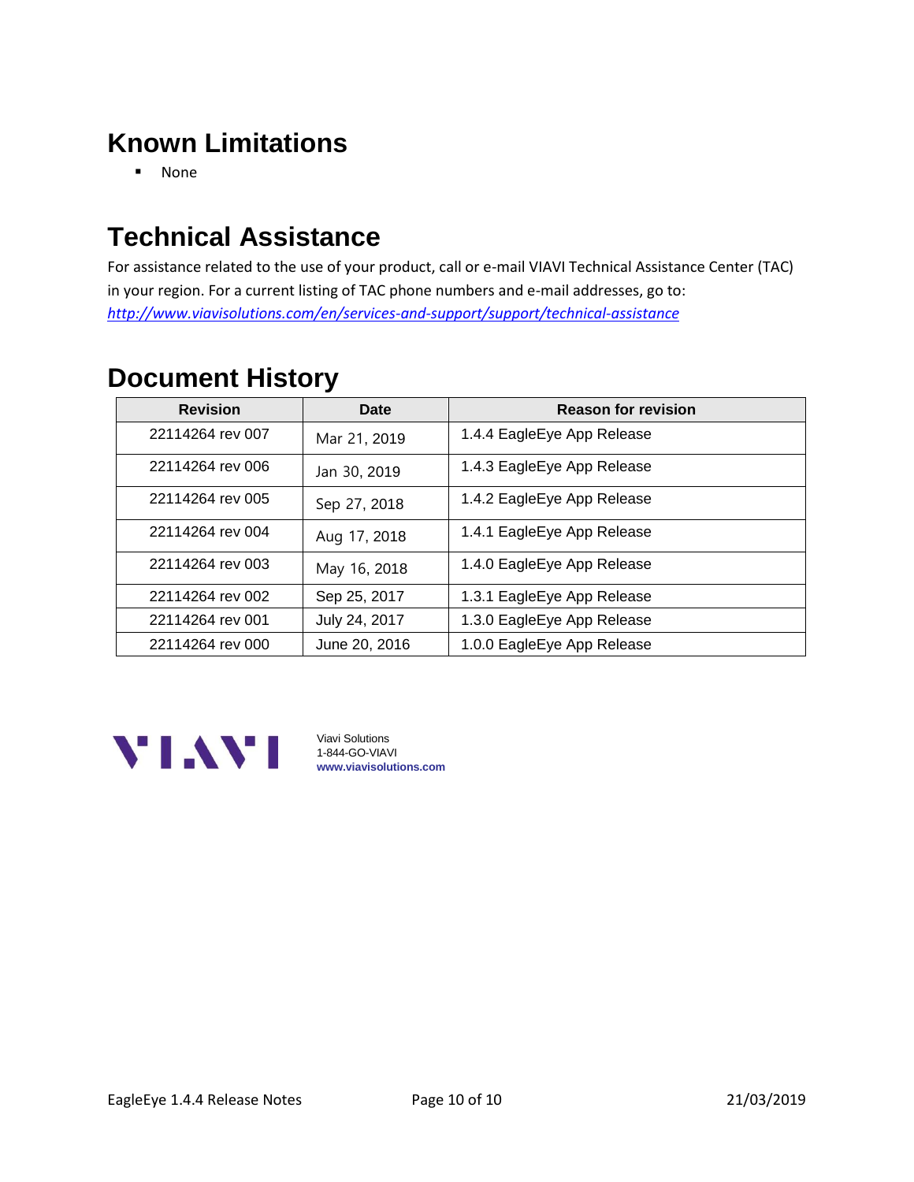## Known Limitations

- None

## Technical Assistance

For assistance related to the use of your product, call or e-mail VIAVI Technical Assistance Center (TAC) in your region. For a current listing of TAC phone numbers and e-mail addresses, go to:
*http://www.viavisolutions.com/en/services-and-support/support/technical-assistance*

## Document History

| Revision | Date | Reason for revision |
|---|---|---|
| 22114264 rev 007 | Mar 21, 2019 | 1.4.4 EagleEye App Release |
| 22114264 rev 006 | Jan 30, 2019 | 1.4.3 EagleEye App Release |
| 22114264 rev 005 | Sep 27, 2018 | 1.4.2 EagleEye App Release |
| 22114264 rev 004 | Aug 17, 2018 | 1.4.1 EagleEye App Release |
| 22114264 rev 003 | May 16, 2018 | 1.4.0 EagleEye App Release |
| 22114264 rev 002 | Sep 25, 2017 | 1.3.1 EagleEye App Release |
| 22114264 rev 001 | July 24, 2017 | 1.3.0 EagleEye App Release |
| 22114264 rev 000 | June 20, 2016 | 1.0.0 EagleEye App Release |

VIAVI

Viavi Solutions
1-844-GO-VIAVI
**www.viavisolutions.com**